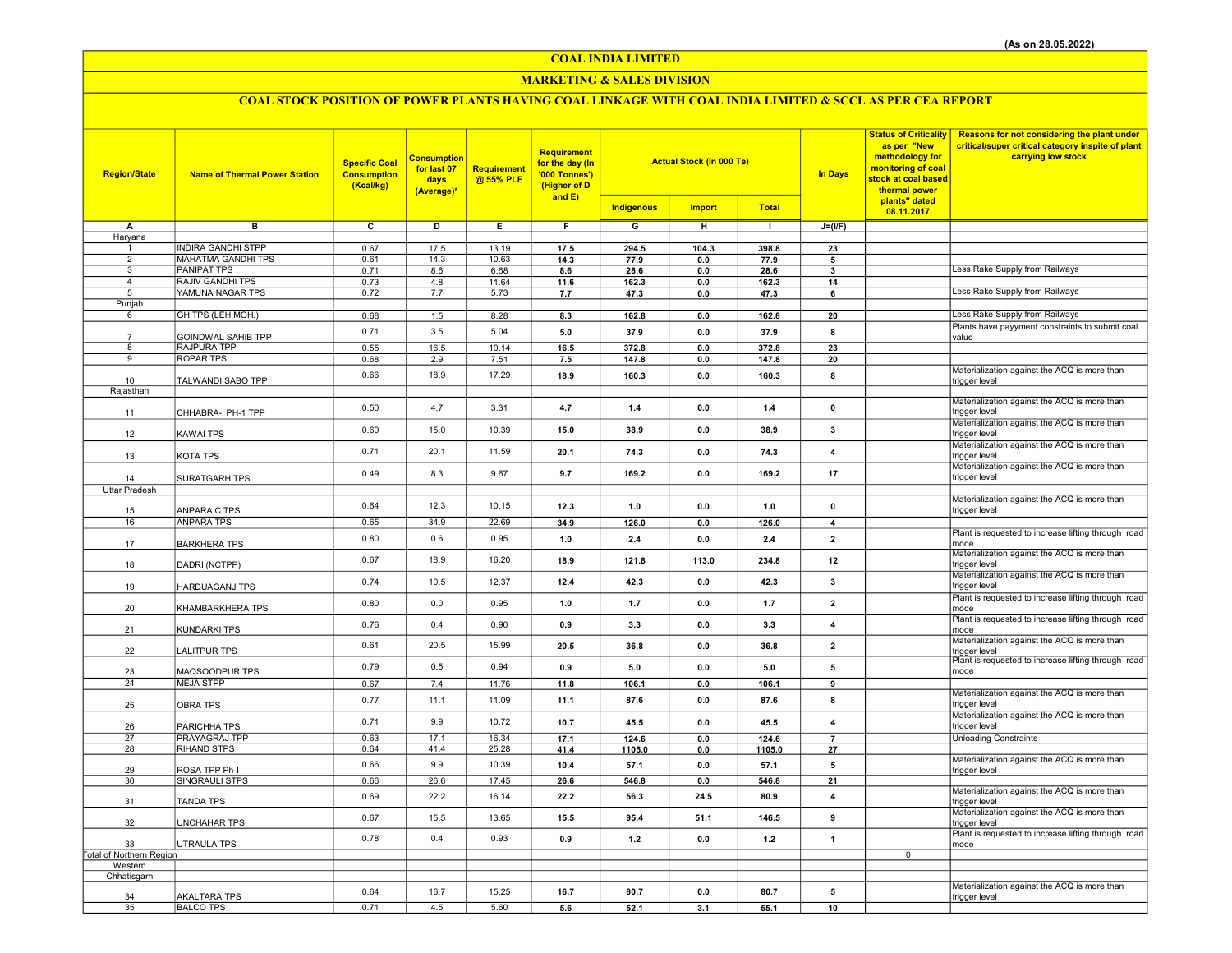(As on 28.05.2022)

# COAL INDIA LIMITED

## MARKETING & SALES DIVISION

### COAL STOCK POSITION OF POWER PLANTS HAVING COAL LINKAGE WITH COAL INDIA LIMITED & SCCL AS PER CEA REPORT

| Region/State | Name of Thermal Power Station | Specific Coal Consumption (Kcal/kg) | Consumption for last 07 days (Average)* | Requirement @ 55% PLF | Requirement for the day (In '000 Tonnes') (Higher of D and E) | Actual Stock (In 000 Te) | | | In Days | Status of Criticality as per "New methodology for monitoring of coal stock at coal based thermal power plants" dated 08.11.2017 | Reasons for not considering the plant under critical/super critical category inspite of plant carrying low stock |
|---|---|---|---|---|---|---|---|---|---|---|---|
| | | | | | | Indigenous | Import | Total | | | |
| A | B | C | D | E | F | G | H | I | J=(I/F) | | |
| Haryana | | | | | | | | | | | |
| 1 | INDIRA GANDHI STPP | 0.67 | 17.5 | 13.19 | 17.5 | 294.5 | 104.3 | 398.8 | 23 | | |
| 2 | MAHATMA GANDHI TPS | 0.61 | 14.3 | 10.63 | 14.3 | 77.9 | 0.0 | 77.9 | 5 | | |
| 3 | PANIPAT TPS | 0.71 | 8.6 | 6.68 | 8.6 | 28.6 | 0.0 | 28.6 | 3 | | Less Rake Supply from Railways |
| 4 | RAJIV GANDHI TPS | 0.73 | 4.8 | 11.64 | 11.6 | 162.3 | 0.0 | 162.3 | 14 | | |
| 5 | YAMUNA NAGAR TPS | 0.72 | 7.7 | 5.73 | 7.7 | 47.3 | 0.0 | 47.3 | 6 | | Less Rake Supply from Railways |
| Punjab | | | | | | | | | | | |
| 6 | GH TPS (LEH.MOH.) | 0.68 | 1.5 | 8.28 | 8.3 | 162.8 | 0.0 | 162.8 | 20 | | Less Rake Supply from Railways |
| 7 | GOINDWAL SAHIB TPP | 0.71 | 3.5 | 5.04 | 5.0 | 37.9 | 0.0 | 37.9 | 8 | | Plants have payyment constraints to submit coal value |
| 8 | RAJPURA TPP | 0.55 | 16.5 | 10.14 | 16.5 | 372.8 | 0.0 | 372.8 | 23 | | |
| 9 | ROPAR TPS | 0.68 | 2.9 | 7.51 | 7.5 | 147.8 | 0.0 | 147.8 | 20 | | |
| 10 | TALWANDI SABO TPP | 0.66 | 18.9 | 17.29 | 18.9 | 160.3 | 0.0 | 160.3 | 8 | | Materialization against the ACQ is more than trigger level |
| Rajasthan | | | | | | | | | | | |
| 11 | CHHABRA-I PH-1 TPP | 0.50 | 4.7 | 3.31 | 4.7 | 1.4 | 0.0 | 1.4 | 0 | | Materialization against the ACQ is more than trigger level |
| 12 | KAWAI TPS | 0.60 | 15.0 | 10.39 | 15.0 | 38.9 | 0.0 | 38.9 | 3 | | Materialization against the ACQ is more than trigger level |
| 13 | KOTA TPS | 0.71 | 20.1 | 11.59 | 20.1 | 74.3 | 0.0 | 74.3 | 4 | | Materialization against the ACQ is more than trigger level |
| 14 | SURATGARH TPS | 0.49 | 8.3 | 9.67 | 9.7 | 169.2 | 0.0 | 169.2 | 17 | | Materialization against the ACQ is more than trigger level |
| Uttar Pradesh | | | | | | | | | | | |
| 15 | ANPARA C TPS | 0.64 | 12.3 | 10.15 | 12.3 | 1.0 | 0.0 | 1.0 | 0 | | Materialization against the ACQ is more than trigger level |
| 16 | ANPARA TPS | 0.65 | 34.9 | 22.69 | 34.9 | 126.0 | 0.0 | 126.0 | 4 | | |
| 17 | BARKHERA TPS | 0.80 | 0.6 | 0.95 | 1.0 | 2.4 | 0.0 | 2.4 | 2 | | Plant is requested to increase lifting through road mode |
| 18 | DADRI (NCTPP) | 0.67 | 18.9 | 16.20 | 18.9 | 121.8 | 113.0 | 234.8 | 12 | | Materialization against the ACQ is more than trigger level |
| 19 | HARDUAGANJ TPS | 0.74 | 10.5 | 12.37 | 12.4 | 42.3 | 0.0 | 42.3 | 3 | | Materialization against the ACQ is more than trigger level |
| 20 | KHAMBARKHERA TPS | 0.80 | 0.0 | 0.95 | 1.0 | 1.7 | 0.0 | 1.7 | 2 | | Plant is requested to increase lifting through road mode |
| 21 | KUNDARKI TPS | 0.76 | 0.4 | 0.90 | 0.9 | 3.3 | 0.0 | 3.3 | 4 | | Plant is requested to increase lifting through road mode |
| 22 | LALITPUR TPS | 0.61 | 20.5 | 15.99 | 20.5 | 36.8 | 0.0 | 36.8 | 2 | | Materialization against the ACQ is more than trigger level |
| 23 | MAQSOODPUR TPS | 0.79 | 0.5 | 0.94 | 0.9 | 5.0 | 0.0 | 5.0 | 5 | | Plant is requested to increase lifting through road mode |
| 24 | MEJA STPP | 0.67 | 7.4 | 11.76 | 11.8 | 106.1 | 0.0 | 106.1 | 9 | | |
| 25 | OBRA TPS | 0.77 | 11.1 | 11.09 | 11.1 | 87.6 | 0.0 | 87.6 | 8 | | Materialization against the ACQ is more than trigger level |
| 26 | PARICHHA TPS | 0.71 | 9.9 | 10.72 | 10.7 | 45.5 | 0.0 | 45.5 | 4 | | Materialization against the ACQ is more than trigger level |
| 27 | PRAYAGRAJ TPP | 0.63 | 17.1 | 16.34 | 17.1 | 124.6 | 0.0 | 124.6 | 7 | | Unloading Constraints |
| 28 | RIHAND STPS | 0.64 | 41.4 | 25.28 | 41.4 | 1105.0 | 0.0 | 1105.0 | 27 | | |
| 29 | ROSA TPP Ph-I | 0.66 | 9.9 | 10.39 | 10.4 | 57.1 | 0.0 | 57.1 | 5 | | Materialization against the ACQ is more than trigger level |
| 30 | SINGRAULI STPS | 0.66 | 26.6 | 17.45 | 26.6 | 546.8 | 0.0 | 546.8 | 21 | | |
| 31 | TANDA TPS | 0.69 | 22.2 | 16.14 | 22.2 | 56.3 | 24.5 | 80.9 | 4 | | Materialization against the ACQ is more than trigger level |
| 32 | UNCHAHAR TPS | 0.67 | 15.5 | 13.65 | 15.5 | 95.4 | 51.1 | 146.5 | 9 | | Materialization against the ACQ is more than trigger level |
| 33 | UTRAULA TPS | 0.78 | 0.4 | 0.93 | 0.9 | 1.2 | 0.0 | 1.2 | 1 | | Plant is requested to increase lifting through road mode |
| Total of Northern Region | | | | | | | | | | 0 | |
| Western | | | | | | | | | | | |
| Chhatisgarh | | | | | | | | | | | |
| 34 | AKALTARA TPS | 0.64 | 16.7 | 15.25 | 16.7 | 80.7 | 0.0 | 80.7 | 5 | | Materialization against the ACQ is more than trigger level |
| 35 | BALCO TPS | 0.71 | 4.5 | 5.60 | 5.6 | 52.1 | 3.1 | 55.1 | 10 | | |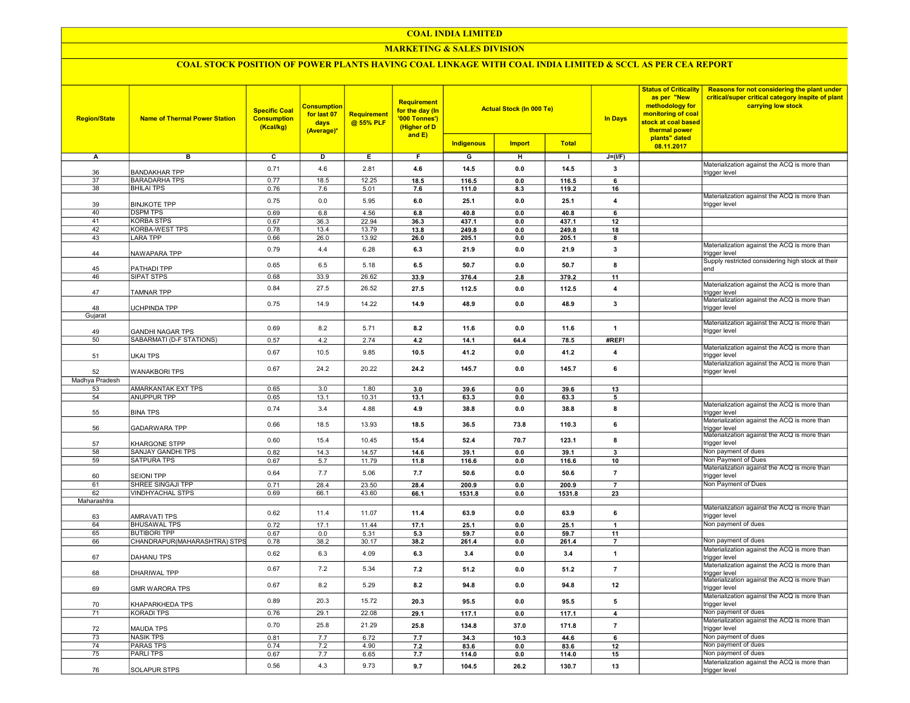# COAL INDIA LIMITED

## MARKETING & SALES DIVISION

### COAL STOCK POSITION OF POWER PLANTS HAVING COAL LINKAGE WITH COAL INDIA LIMITED & SCCL AS PER CEA REPORT

| Region/State | Name of Thermal Power Station | Specific Coal Consumption (Kcal/kg) | Consumption for last 07 days (Average)* | Requirement @ 55% PLF | Requirement for the day (In '000 Tonnes') (Higher of D and E) | Actual Stock (In 000 Te) | | | In Days | Status of Criticality as per "New methodology for monitoring of coal stock at coal based thermal power plants" dated 08.11.2017 | Reasons for not considering the plant under critical/super critical category inspite of plant carrying low stock |
|---|---|---|---|---|---|---|---|---|---|---|---|
| | | | | | | Indigenous | Import | Total | | | |
| A | B | C | D | E | F | G | H | I | J=(I/F) | | |
| 36 | BANDAKHAR TPP | 0.71 | 4.6 | 2.81 | 4.6 | 14.5 | 0.0 | 14.5 | 3 | | Materialization against the ACQ is more than trigger level |
| 37 | BARADARHA TPS | 0.77 | 18.5 | 12.25 | 18.5 | 116.5 | 0.0 | 116.5 | 6 | | |
| 38 | BHILAI TPS | 0.76 | 7.6 | 5.01 | 7.6 | 111.0 | 8.3 | 119.2 | 16 | | |
| 39 | BINJKOTE TPP | 0.75 | 0.0 | 5.95 | 6.0 | 25.1 | 0.0 | 25.1 | 4 | | Materialization against the ACQ is more than trigger level |
| 40 | DSPM TPS | 0.69 | 6.8 | 4.56 | 6.8 | 40.8 | 0.0 | 40.8 | 6 | | |
| 41 | KORBA STPS | 0.67 | 36.3 | 22.94 | 36.3 | 437.1 | 0.0 | 437.1 | 12 | | |
| 42 | KORBA-WEST TPS | 0.78 | 13.4 | 13.79 | 13.8 | 249.8 | 0.0 | 249.8 | 18 | | |
| 43 | LARA TPP | 0.66 | 26.0 | 13.92 | 26.0 | 205.1 | 0.0 | 205.1 | 8 | | |
| 44 | NAWAPARA TPP | 0.79 | 4.4 | 6.28 | 6.3 | 21.9 | 0.0 | 21.9 | 3 | | Materialization against the ACQ is more than trigger level |
| 45 | PATHADI TPP | 0.65 | 6.5 | 5.18 | 6.5 | 50.7 | 0.0 | 50.7 | 8 | | Supply restricted considering high stock at their end |
| 46 | SIPAT STPS | 0.68 | 33.9 | 26.62 | 33.9 | 376.4 | 2.8 | 379.2 | 11 | | |
| 47 | TAMNAR TPP | 0.84 | 27.5 | 26.52 | 27.5 | 112.5 | 0.0 | 112.5 | 4 | | Materialization against the ACQ is more than trigger level |
| 48 | UCHPINDA TPP | 0.75 | 14.9 | 14.22 | 14.9 | 48.9 | 0.0 | 48.9 | 3 | | Materialization against the ACQ is more than trigger level |
| Gujarat | | | | | | | | | | | |
| 49 | GANDHI NAGAR TPS | 0.69 | 8.2 | 5.71 | 8.2 | 11.6 | 0.0 | 11.6 | 1 | | Materialization against the ACQ is more than trigger level |
| 50 | SABARMATI (D-F STATIONS) | 0.57 | 4.2 | 2.74 | 4.2 | 14.1 | 64.4 | 78.5 | #REF! | | |
| 51 | UKAI TPS | 0.67 | 10.5 | 9.85 | 10.5 | 41.2 | 0.0 | 41.2 | 4 | | Materialization against the ACQ is more than trigger level |
| 52 | WANAKBORI TPS | 0.67 | 24.2 | 20.22 | 24.2 | 145.7 | 0.0 | 145.7 | 6 | | Materialization against the ACQ is more than trigger level |
| Madhya Pradesh | | | | | | | | | | | |
| 53 | AMARKANTAK EXT TPS | 0.65 | 3.0 | 1.80 | 3.0 | 39.6 | 0.0 | 39.6 | 13 | | |
| 54 | ANUPPUR TPP | 0.65 | 13.1 | 10.31 | 13.1 | 63.3 | 0.0 | 63.3 | 5 | | |
| 55 | BINA TPS | 0.74 | 3.4 | 4.88 | 4.9 | 38.8 | 0.0 | 38.8 | 8 | | Materialization against the ACQ is more than trigger level |
| 56 | GADARWARA TPP | 0.66 | 18.5 | 13.93 | 18.5 | 36.5 | 73.8 | 110.3 | 6 | | Materialization against the ACQ is more than trigger level |
| 57 | KHARGONE STPP | 0.60 | 15.4 | 10.45 | 15.4 | 52.4 | 70.7 | 123.1 | 8 | | Materialization against the ACQ is more than trigger level |
| 58 | SANJAY GANDHI TPS | 0.82 | 14.3 | 14.57 | 14.6 | 39.1 | 0.0 | 39.1 | 3 | | Non payment of dues |
| 59 | SATPURA TPS | 0.67 | 5.7 | 11.79 | 11.8 | 116.6 | 0.0 | 116.6 | 10 | | Non Payment of Dues |
| 60 | SEIONI TPP | 0.64 | 7.7 | 5.06 | 7.7 | 50.6 | 0.0 | 50.6 | 7 | | Materialization against the ACQ is more than trigger level |
| 61 | SHREE SINGAJI TPP | 0.71 | 28.4 | 23.50 | 28.4 | 200.9 | 0.0 | 200.9 | 7 | | Non Payment of Dues |
| 62 | VINDHYACHAL STPS | 0.69 | 66.1 | 43.60 | 66.1 | 1531.8 | 0.0 | 1531.8 | 23 | | |
| Maharashtra | | | | | | | | | | | |
| 63 | AMRAVATI TPS | 0.62 | 11.4 | 11.07 | 11.4 | 63.9 | 0.0 | 63.9 | 6 | | Materialization against the ACQ is more than trigger level |
| 64 | BHUSAWAL TPS | 0.72 | 17.1 | 11.44 | 17.1 | 25.1 | 0.0 | 25.1 | 1 | | Non payment of dues |
| 65 | BUTIBORI TPP | 0.67 | 0.0 | 5.31 | 5.3 | 59.7 | 0.0 | 59.7 | 11 | | |
| 66 | CHANDRAPUR(MAHARASHTRA) STPS | 0.78 | 38.2 | 30.17 | 38.2 | 261.4 | 0.0 | 261.4 | 7 | | Non payment of dues |
| 67 | DAHANU TPS | 0.62 | 6.3 | 4.09 | 6.3 | 3.4 | 0.0 | 3.4 | 1 | | Materialization against the ACQ is more than trigger level |
| 68 | DHARIWAL TPP | 0.67 | 7.2 | 5.34 | 7.2 | 51.2 | 0.0 | 51.2 | 7 | | Materialization against the ACQ is more than trigger level |
| 69 | GMR WARORA TPS | 0.67 | 8.2 | 5.29 | 8.2 | 94.8 | 0.0 | 94.8 | 12 | | Materialization against the ACQ is more than trigger level |
| 70 | KHAPARKHEDA TPS | 0.89 | 20.3 | 15.72 | 20.3 | 95.5 | 0.0 | 95.5 | 5 | | Materialization against the ACQ is more than trigger level |
| 71 | KORADI TPS | 0.76 | 29.1 | 22.08 | 29.1 | 117.1 | 0.0 | 117.1 | 4 | | Non payment of dues |
| 72 | MAUDA TPS | 0.70 | 25.8 | 21.29 | 25.8 | 134.8 | 37.0 | 171.8 | 7 | | Materialization against the ACQ is more than trigger level |
| 73 | NASIK TPS | 0.81 | 7.7 | 6.72 | 7.7 | 34.3 | 10.3 | 44.6 | 6 | | Non payment of dues |
| 74 | PARAS TPS | 0.74 | 7.2 | 4.90 | 7.2 | 83.6 | 0.0 | 83.6 | 12 | | Non payment of dues |
| 75 | PARLI TPS | 0.67 | 7.7 | 6.65 | 7.7 | 114.0 | 0.0 | 114.0 | 15 | | Non payment of dues |
| 76 | SOLAPUR STPS | 0.56 | 4.3 | 9.73 | 9.7 | 104.5 | 26.2 | 130.7 | 13 | | Materialization against the ACQ is more than trigger level |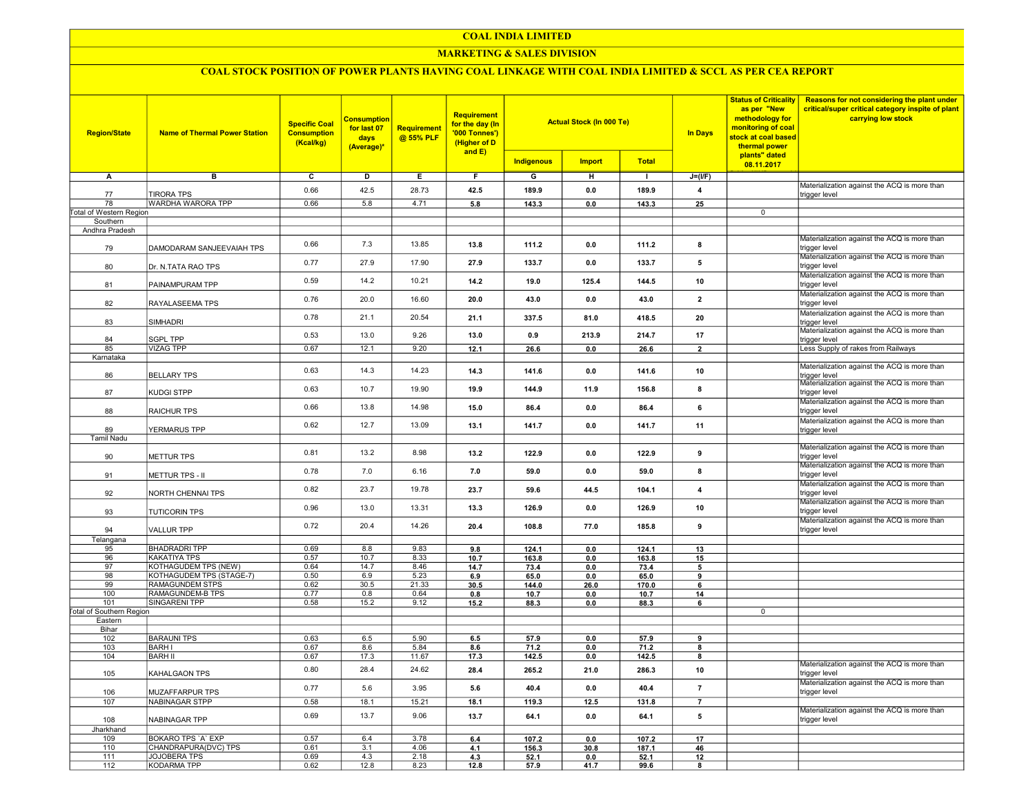# COAL INDIA LIMITED

## MARKETING & SALES DIVISION

### COAL STOCK POSITION OF POWER PLANTS HAVING COAL LINKAGE WITH COAL INDIA LIMITED & SCCL AS PER CEA REPORT

| Region/State | Name of Thermal Power Station | Specific Coal Consumption (Kcal/kg) | Consumption for last 07 days (Average)* | Requirement @ 55% PLF | Requirement for the day (In '000 Tonnes') (Higher of D and E) | Actual Stock (In 000 Te) | | | In Days | Status of Criticality as per "New methodology for monitoring of coal stock at coal based thermal power plants" dated 08.11.2017 | Reasons for not considering the plant under critical/super critical category inspite of plant carrying low stock |
|---|---|---|---|---|---|---|---|---|---|---|---|
| | | | | | | Indigenous | Import | Total | | | |
| A | B | C | D | E | F | G | H | I | J=(I/F) | | |
| 77 | TIRORA TPS | 0.66 | 42.5 | 28.73 | 42.5 | 189.9 | 0.0 | 189.9 | 4 | | Materialization against the ACQ is more than trigger level |
| 78 | WARDHA WARORA TPP | 0.66 | 5.8 | 4.71 | 5.8 | 143.3 | 0.0 | 143.3 | 25 | | |
| Total of Western Region | | | | | | | | | | 0 | |
| Southern | | | | | | | | | | | |
| Andhra Pradesh | | | | | | | | | | | |
| 79 | DAMODARAM SANJEEVAIAH TPS | 0.66 | 7.3 | 13.85 | 13.8 | 111.2 | 0.0 | 111.2 | 8 | | Materialization against the ACQ is more than trigger level |
| 80 | Dr. N.TATA RAO TPS | 0.77 | 27.9 | 17.90 | 27.9 | 133.7 | 0.0 | 133.7 | 5 | | Materialization against the ACQ is more than trigger level |
| 81 | PAINAMPURAM TPP | 0.59 | 14.2 | 10.21 | 14.2 | 19.0 | 125.4 | 144.5 | 10 | | Materialization against the ACQ is more than trigger level |
| 82 | RAYALASEEMA TPS | 0.76 | 20.0 | 16.60 | 20.0 | 43.0 | 0.0 | 43.0 | 2 | | Materialization against the ACQ is more than trigger level |
| 83 | SIMHADRI | 0.78 | 21.1 | 20.54 | 21.1 | 337.5 | 81.0 | 418.5 | 20 | | Materialization against the ACQ is more than trigger level |
| 84 | SGPL TPP | 0.53 | 13.0 | 9.26 | 13.0 | 0.9 | 213.9 | 214.7 | 17 | | Materialization against the ACQ is more than trigger level |
| 85 | VIZAG TPP | 0.67 | 12.1 | 9.20 | 12.1 | 26.6 | 0.0 | 26.6 | 2 | | Less Supply of rakes from Railways |
| Karnataka | | | | | | | | | | | |
| 86 | BELLARY TPS | 0.63 | 14.3 | 14.23 | 14.3 | 141.6 | 0.0 | 141.6 | 10 | | Materialization against the ACQ is more than trigger level |
| 87 | KUDGI STPP | 0.63 | 10.7 | 19.90 | 19.9 | 144.9 | 11.9 | 156.8 | 8 | | Materialization against the ACQ is more than trigger level |
| 88 | RAICHUR TPS | 0.66 | 13.8 | 14.98 | 15.0 | 86.4 | 0.0 | 86.4 | 6 | | Materialization against the ACQ is more than trigger level |
| 89 | YERMARUS TPP | 0.62 | 12.7 | 13.09 | 13.1 | 141.7 | 0.0 | 141.7 | 11 | | Materialization against the ACQ is more than trigger level |
| Tamil Nadu | | | | | | | | | | | |
| 90 | METTUR TPS | 0.81 | 13.2 | 8.98 | 13.2 | 122.9 | 0.0 | 122.9 | 9 | | Materialization against the ACQ is more than trigger level |
| 91 | METTUR TPS - II | 0.78 | 7.0 | 6.16 | 7.0 | 59.0 | 0.0 | 59.0 | 8 | | Materialization against the ACQ is more than trigger level |
| 92 | NORTH CHENNAI TPS | 0.82 | 23.7 | 19.78 | 23.7 | 59.6 | 44.5 | 104.1 | 4 | | Materialization against the ACQ is more than trigger level |
| 93 | TUTICORIN TPS | 0.96 | 13.0 | 13.31 | 13.3 | 126.9 | 0.0 | 126.9 | 10 | | Materialization against the ACQ is more than trigger level |
| 94 | VALLUR TPP | 0.72 | 20.4 | 14.26 | 20.4 | 108.8 | 77.0 | 185.8 | 9 | | Materialization against the ACQ is more than trigger level |
| Telangana | | | | | | | | | | | |
| 95 | BHADRADRI TPP | 0.69 | 8.8 | 9.83 | 9.8 | 124.1 | 0.0 | 124.1 | 13 | | |
| 96 | KAKATIYA TPS | 0.57 | 10.7 | 8.33 | 10.7 | 163.8 | 0.0 | 163.8 | 15 | | |
| 97 | KOTHAGUDEM TPS (NEW) | 0.64 | 14.7 | 8.46 | 14.7 | 73.4 | 0.0 | 73.4 | 5 | | |
| 98 | KOTHAGUDEM TPS (STAGE-7) | 0.50 | 6.9 | 5.23 | 6.9 | 65.0 | 0.0 | 65.0 | 9 | | |
| 99 | RAMAGUNDEM STPS | 0.62 | 30.5 | 21.33 | 30.5 | 144.0 | 26.0 | 170.0 | 6 | | |
| 100 | RAMAGUNDEM-B TPS | 0.77 | 0.8 | 0.64 | 0.8 | 10.7 | 0.0 | 10.7 | 14 | | |
| 101 | SINGARENI TPP | 0.58 | 15.2 | 9.12 | 15.2 | 88.3 | 0.0 | 88.3 | 6 | | |
| Total of Southern Region | | | | | | | | | | 0 | |
| Eastern | | | | | | | | | | | |
| Bihar | | | | | | | | | | | |
| 102 | BARAUNI TPS | 0.63 | 6.5 | 5.90 | 6.5 | 57.9 | 0.0 | 57.9 | 9 | | |
| 103 | BARH I | 0.67 | 8.6 | 5.84 | 8.6 | 71.2 | 0.0 | 71.2 | 8 | | |
| 104 | BARH II | 0.67 | 17.3 | 11.67 | 17.3 | 142.5 | 0.0 | 142.5 | 8 | | |
| 105 | KAHALGAON TPS | 0.80 | 28.4 | 24.62 | 28.4 | 265.2 | 21.0 | 286.3 | 10 | | Materialization against the ACQ is more than trigger level |
| 106 | MUZAFFARPUR TPS | 0.77 | 5.6 | 3.95 | 5.6 | 40.4 | 0.0 | 40.4 | 7 | | Materialization against the ACQ is more than trigger level |
| 107 | NABINAGAR STPP | 0.58 | 18.1 | 15.21 | 18.1 | 119.3 | 12.5 | 131.8 | 7 | | |
| 108 | NABINAGAR TPP | 0.69 | 13.7 | 9.06 | 13.7 | 64.1 | 0.0 | 64.1 | 5 | | Materialization against the ACQ is more than trigger level |
| Jharkhand | | | | | | | | | | | |
| 109 | BOKARO TPS `A` EXP | 0.57 | 6.4 | 3.78 | 6.4 | 107.2 | 0.0 | 107.2 | 17 | | |
| 110 | CHANDRAPURA(DVC) TPS | 0.61 | 3.1 | 4.06 | 4.1 | 156.3 | 30.8 | 187.1 | 46 | | |
| 111 | JOJOBERA TPS | 0.69 | 4.3 | 2.18 | 4.3 | 52.1 | 0.0 | 52.1 | 12 | | |
| 112 | KODARMA TPP | 0.62 | 12.8 | 8.23 | 12.8 | 57.9 | 41.7 | 99.6 | 8 | | |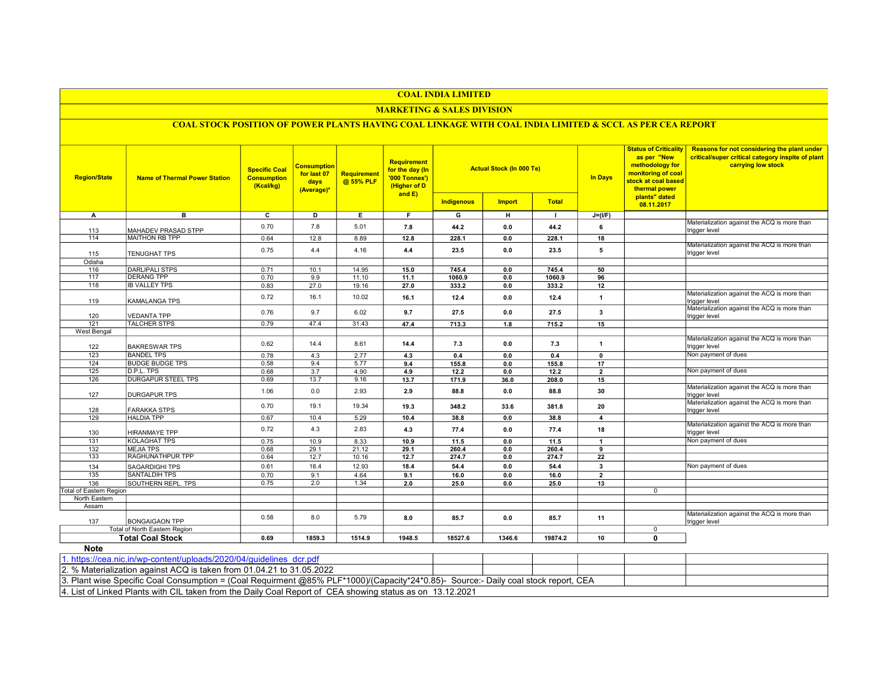**COAL INDIA LIMITED**

**MARKETING & SALES DIVISION**

**COAL STOCK POSITION OF POWER PLANTS HAVING COAL LINKAGE WITH COAL INDIA LIMITED & SCCL AS PER CEA REPORT**

| Region/State | Name of Thermal Power Station | Specific Coal Consumption (Kcal/kg) | Consumption for last 07 days (Average)* | Requirement @ 55% PLF | Requirement for the day (In '000 Tonnes') (Higher of D and E) | Actual Stock (In 000 Te) | | | In Days | Status of Criticality as per "New methodology for monitoring of coal stock at coal based thermal power plants" dated 08.11.2017 | Reasons for not considering the plant under critical/super critical category inspite of plant carrying low stock |
|---|---|---|---|---|---|---|---|---|---|---|---|
| | | | | | | Indigenous | Import | Total | | | |
| A | B | C | D | E | F | G | H | I | J=(I/F) | | |
| 113 | MAHADEV PRASAD STPP | 0.70 | 7.8 | 5.01 | 7.8 | 44.2 | 0.0 | 44.2 | 6 | | Materialization against the ACQ is more than trigger level |
| 114 | MAITHON RB TPP | 0.64 | 12.8 | 8.89 | 12.8 | 228.1 | 0.0 | 228.1 | 18 | | |
| 115 | TENUGHAT TPS | 0.75 | 4.4 | 4.16 | 4.4 | 23.5 | 0.0 | 23.5 | 5 | | Materialization against the ACQ is more than trigger level |
| Odisha | | | | | | | | | | | |
| 116 | DARLIPALI STPS | 0.71 | 10.1 | 14.95 | 15.0 | 745.4 | 0.0 | 745.4 | 50 | | |
| 117 | DERANG TPP | 0.70 | 9.9 | 11.10 | 11.1 | 1060.9 | 0.0 | 1060.9 | 96 | | |
| 118 | IB VALLEY TPS | 0.83 | 27.0 | 19.16 | 27.0 | 333.2 | 0.0 | 333.2 | 12 | | |
| 119 | KAMALANGA TPS | 0.72 | 16.1 | 10.02 | 16.1 | 12.4 | 0.0 | 12.4 | 1 | | Materialization against the ACQ is more than trigger level |
| 120 | VEDANTA TPP | 0.76 | 9.7 | 6.02 | 9.7 | 27.5 | 0.0 | 27.5 | 3 | | Materialization against the ACQ is more than trigger level |
| 121 | TALCHER STPS | 0.79 | 47.4 | 31.43 | 47.4 | 713.3 | 1.8 | 715.2 | 15 | | |
| West Bengal | | | | | | | | | | | |
| 122 | BAKRESWAR TPS | 0.62 | 14.4 | 8.61 | 14.4 | 7.3 | 0.0 | 7.3 | 1 | | Materialization against the ACQ is more than trigger level |
| 123 | BANDEL TPS | 0.78 | 4.3 | 2.77 | 4.3 | 0.4 | 0.0 | 0.4 | 0 | | Non payment of dues |
| 124 | BUDGE BUDGE TPS | 0.58 | 9.4 | 5.77 | 9.4 | 155.8 | 0.0 | 155.8 | 17 | | |
| 125 | D.P.L. TPS | 0.68 | 3.7 | 4.90 | 4.9 | 12.2 | 0.0 | 12.2 | 2 | | Non payment of dues |
| 126 | DURGAPUR STEEL TPS | 0.69 | 13.7 | 9.16 | 13.7 | 171.9 | 36.0 | 208.0 | 15 | | |
| 127 | DURGAPUR TPS | 1.06 | 0.0 | 2.93 | 2.9 | 88.8 | 0.0 | 88.8 | 30 | | Materialization against the ACQ is more than trigger level |
| 128 | FARAKKA STPS | 0.70 | 19.1 | 19.34 | 19.3 | 348.2 | 33.6 | 381.8 | 20 | | Materialization against the ACQ is more than trigger level |
| 129 | HALDIA TPP | 0.67 | 10.4 | 5.29 | 10.4 | 38.8 | 0.0 | 38.8 | 4 | | |
| 130 | HIRANMAYE TPP | 0.72 | 4.3 | 2.83 | 4.3 | 77.4 | 0.0 | 77.4 | 18 | | Materialization against the ACQ is more than trigger level |
| 131 | KOLAGHAT TPS | 0.75 | 10.9 | 8.33 | 10.9 | 11.5 | 0.0 | 11.5 | 1 | | Non payment of dues |
| 132 | MEJIA TPS | 0.68 | 29.1 | 21.12 | 29.1 | 260.4 | 0.0 | 260.4 | 9 | | |
| 133 | RAGHUNATHPUR TPP | 0.64 | 12.7 | 10.16 | 12.7 | 274.7 | 0.0 | 274.7 | 22 | | |
| 134 | SAGARDIGHI TPS | 0.61 | 18.4 | 12.93 | 18.4 | 54.4 | 0.0 | 54.4 | 3 | | Non payment of dues |
| 135 | SANTALDIH TPS | 0.70 | 9.1 | 4.64 | 9.1 | 16.0 | 0.0 | 16.0 | 2 | | |
| 136 | SOUTHERN REPL. TPS | 0.75 | 2.0 | 1.34 | 2.0 | 25.0 | 0.0 | 25.0 | 13 | | |
| Total of Eastern Region | | | | | | | | | | 0 | |
| North Eastern | | | | | | | | | | | |
| Assam | | | | | | | | | | | |
| 137 | BONGAIGAON TPP | 0.58 | 8.0 | 5.79 | 8.0 | 85.7 | 0.0 | 85.7 | 11 | | Materialization against the ACQ is more than trigger level |
| Total of North Eastern Region | | | | | | | | | | 0 | |
| **Total Coal Stock** | | **0.69** | **1859.3** | **1514.9** | **1948.5** | **18527.6** | **1346.6** | **19874.2** | **10** | **0** | |

**Note**

1. https://cea.nic.in/wp-content/uploads/2020/04/guidelines_dcr.pdf
2. % Materialization against ACQ is taken from 01.04.21 to 31.05.2022
3. Plant wise Specific Coal Consumption = (Coal Requirment @85% PLF*1000)/(Capacity*24*0.85)- Source:- Daily coal stock report, CEA
4. List of Linked Plants with CIL taken from the Daily Coal Report of CEA showing status as on 13.12.2021